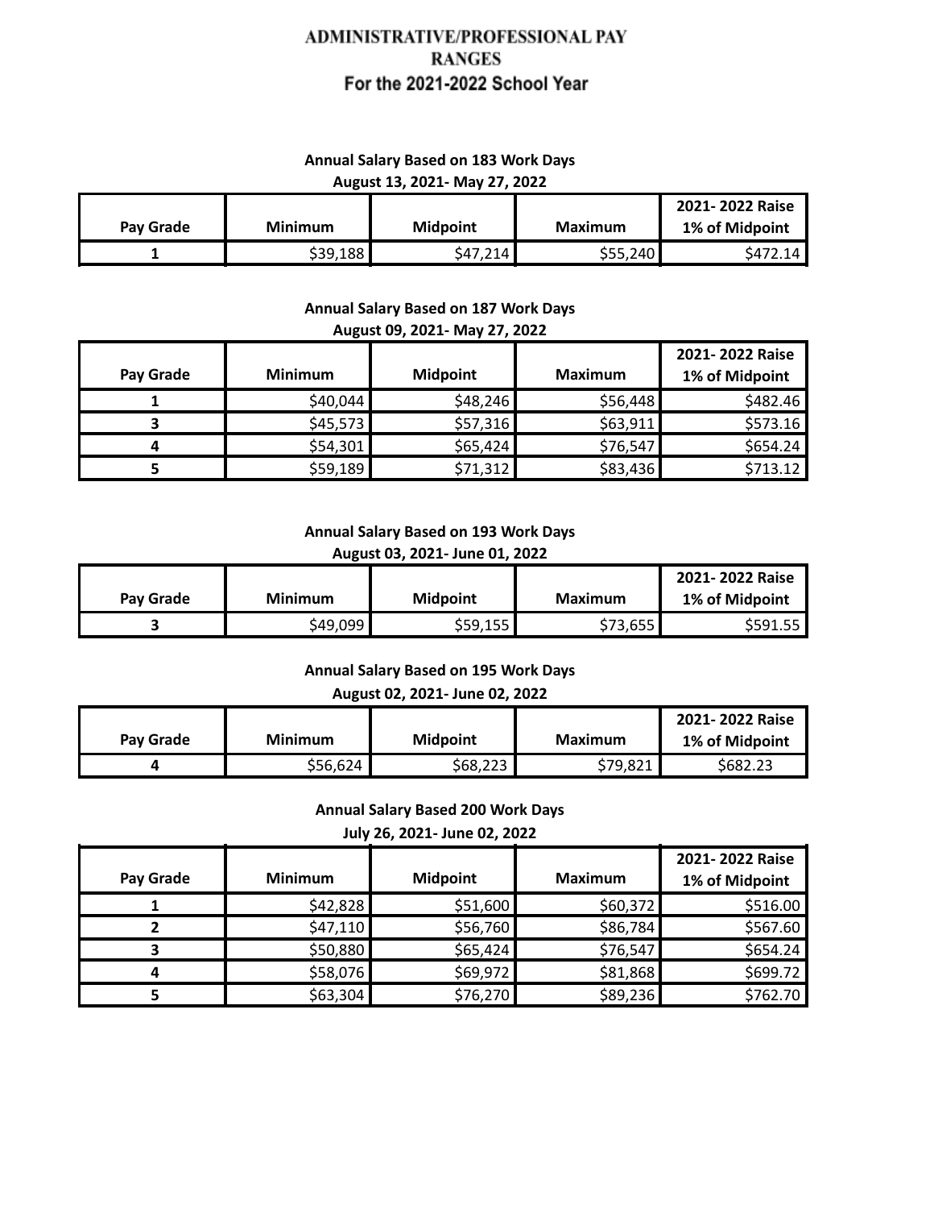# ADMINISTRATIVE/PROFESSIONAL PAY RANGES

## For the 2021-2022 School Year

**Annual Salary Based on 183 Work Days**
**August 13, 2021- May 27, 2022**

| Pay Grade | Minimum | Midpoint | Maximum | 2021- 2022 Raise 1% of Midpoint |
|---|---|---|---|---|
| 1 | $39,188 | $47,214 | $55,240 | $472.14 |

**Annual Salary Based on 187 Work Days**
**August 09, 2021- May 27, 2022**

| Pay Grade | Minimum | Midpoint | Maximum | 2021- 2022 Raise 1% of Midpoint |
|---|---|---|---|---|
| 1 | $40,044 | $48,246 | $56,448 | $482.46 |
| 3 | $45,573 | $57,316 | $63,911 | $573.16 |
| 4 | $54,301 | $65,424 | $76,547 | $654.24 |
| 5 | $59,189 | $71,312 | $83,436 | $713.12 |

**Annual Salary Based on 193 Work Days**
**August 03, 2021- June 01, 2022**

| Pay Grade | Minimum | Midpoint | Maximum | 2021- 2022 Raise 1% of Midpoint |
|---|---|---|---|---|
| 3 | $49,099 | $59,155 | $73,655 | $591.55 |

**Annual Salary Based on 195 Work Days**
**August 02, 2021- June 02, 2022**

| Pay Grade | Minimum | Midpoint | Maximum | 2021- 2022 Raise 1% of Midpoint |
|---|---|---|---|---|
| 4 | $56,624 | $68,223 | $79,821 | $682.23 |

**Annual Salary Based 200 Work Days**
**July 26, 2021- June 02, 2022**

| Pay Grade | Minimum | Midpoint | Maximum | 2021- 2022 Raise 1% of Midpoint |
|---|---|---|---|---|
| 1 | $42,828 | $51,600 | $60,372 | $516.00 |
| 2 | $47,110 | $56,760 | $86,784 | $567.60 |
| 3 | $50,880 | $65,424 | $76,547 | $654.24 |
| 4 | $58,076 | $69,972 | $81,868 | $699.72 |
| 5 | $63,304 | $76,270 | $89,236 | $762.70 |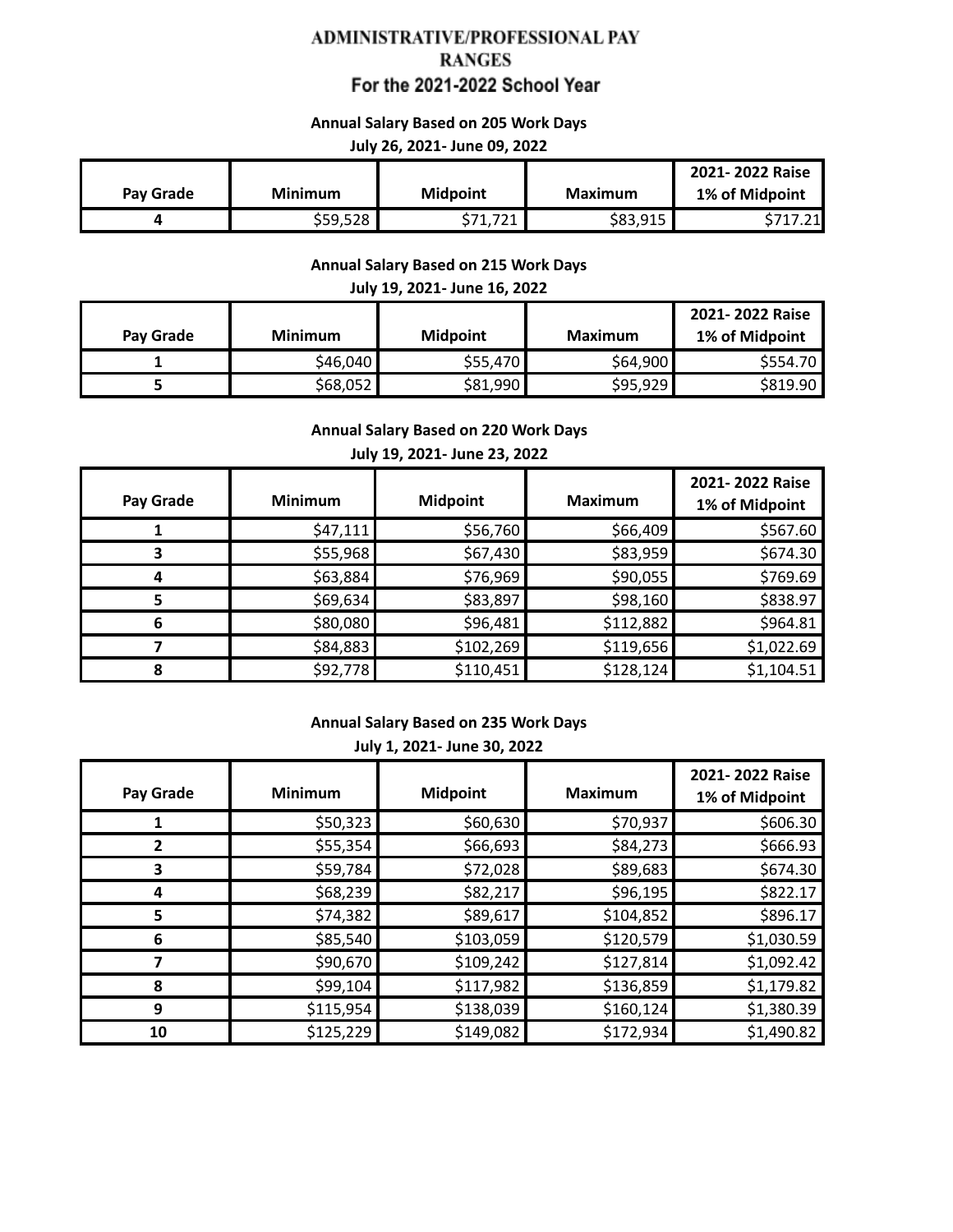# ADMINISTRATIVE/PROFESSIONAL PAY RANGES

## For the 2021-2022 School Year

**Annual Salary Based on 205 Work Days**

**July 26, 2021- June 09, 2022**

| Pay Grade | Minimum | Midpoint | Maximum | 2021- 2022 Raise 1% of Midpoint |
|---|---|---|---|---|
| 4 | $59,528 | $71,721 | $83,915 | $717.21 |

**Annual Salary Based on 215 Work Days**

**July 19, 2021- June 16, 2022**

| Pay Grade | Minimum | Midpoint | Maximum | 2021- 2022 Raise 1% of Midpoint |
|---|---|---|---|---|
| 1 | $46,040 | $55,470 | $64,900 | $554.70 |
| 5 | $68,052 | $81,990 | $95,929 | $819.90 |

**Annual Salary Based on 220 Work Days**

**July 19, 2021- June 23, 2022**

| Pay Grade | Minimum | Midpoint | Maximum | 2021- 2022 Raise 1% of Midpoint |
|---|---|---|---|---|
| 1 | $47,111 | $56,760 | $66,409 | $567.60 |
| 3 | $55,968 | $67,430 | $83,959 | $674.30 |
| 4 | $63,884 | $76,969 | $90,055 | $769.69 |
| 5 | $69,634 | $83,897 | $98,160 | $838.97 |
| 6 | $80,080 | $96,481 | $112,882 | $964.81 |
| 7 | $84,883 | $102,269 | $119,656 | $1,022.69 |
| 8 | $92,778 | $110,451 | $128,124 | $1,104.51 |

**Annual Salary Based on 235 Work Days**

**July 1, 2021- June 30, 2022**

| Pay Grade | Minimum | Midpoint | Maximum | 2021- 2022 Raise 1% of Midpoint |
|---|---|---|---|---|
| 1 | $50,323 | $60,630 | $70,937 | $606.30 |
| 2 | $55,354 | $66,693 | $84,273 | $666.93 |
| 3 | $59,784 | $72,028 | $89,683 | $674.30 |
| 4 | $68,239 | $82,217 | $96,195 | $822.17 |
| 5 | $74,382 | $89,617 | $104,852 | $896.17 |
| 6 | $85,540 | $103,059 | $120,579 | $1,030.59 |
| 7 | $90,670 | $109,242 | $127,814 | $1,092.42 |
| 8 | $99,104 | $117,982 | $136,859 | $1,179.82 |
| 9 | $115,954 | $138,039 | $160,124 | $1,380.39 |
| 10 | $125,229 | $149,082 | $172,934 | $1,490.82 |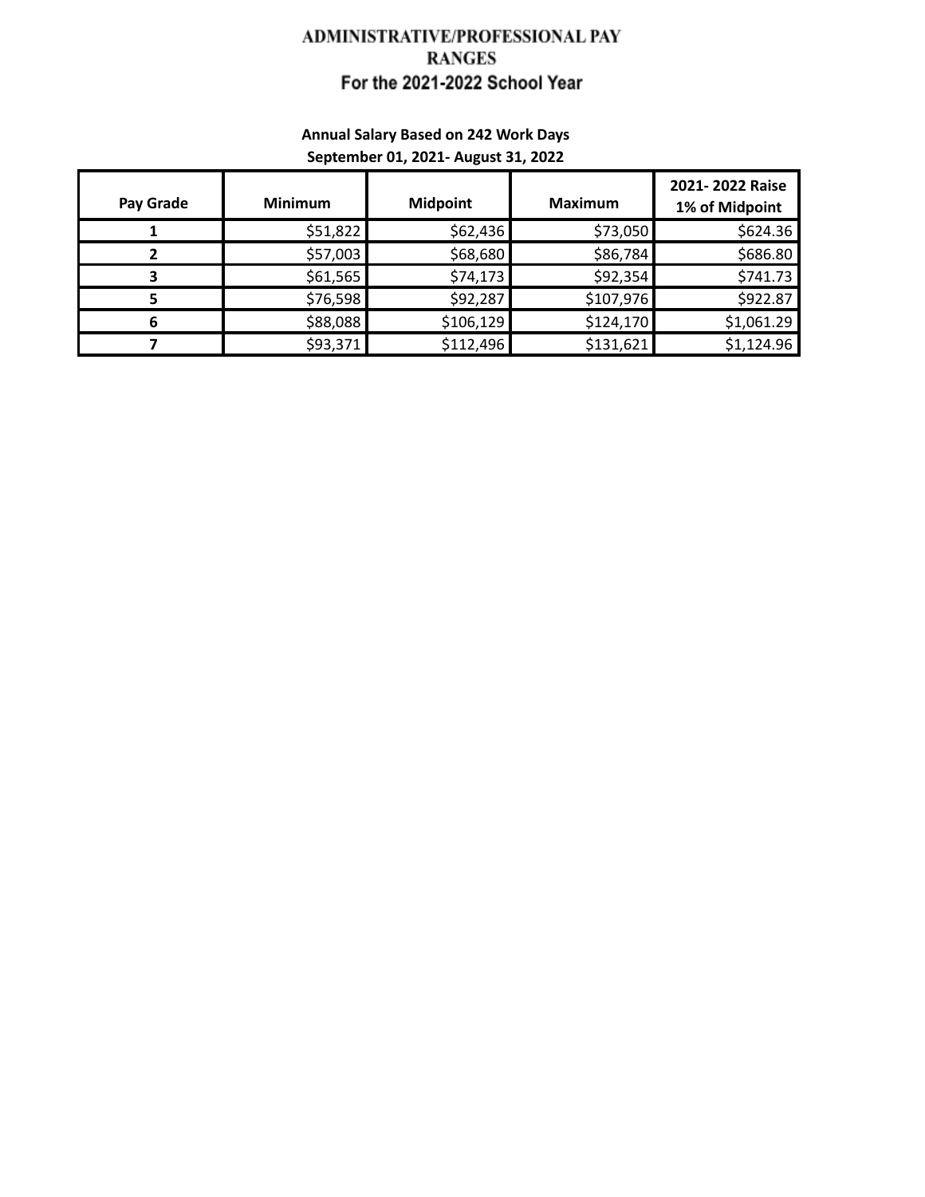# ADMINISTRATIVE/PROFESSIONAL PAY RANGES

## For the 2021-2022 School Year

**Annual Salary Based on 242 Work Days**

**September 01, 2021- August 31, 2022**

| Pay Grade | Minimum | Midpoint | Maximum | 2021- 2022 Raise 1% of Midpoint |
|---|---|---|---|---|
| 1 | $51,822 | $62,436 | $73,050 | $624.36 |
| 2 | $57,003 | $68,680 | $86,784 | $686.80 |
| 3 | $61,565 | $74,173 | $92,354 | $741.73 |
| 5 | $76,598 | $92,287 | $107,976 | $922.87 |
| 6 | $88,088 | $106,129 | $124,170 | $1,061.29 |
| 7 | $93,371 | $112,496 | $131,621 | $1,124.96 |